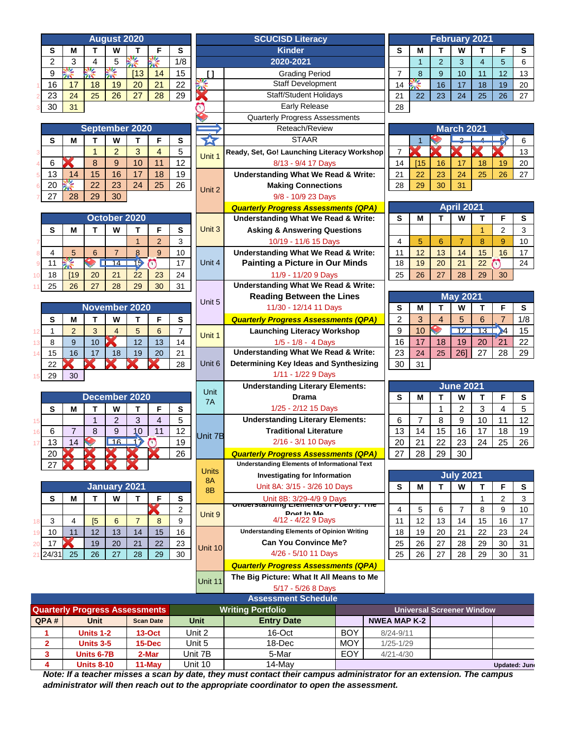# SCUCISD Literacy
## Kinder
## 2020-2021

| Symbol | Legend |
|---|---|
| [ ] | Grading Period |
| | Staff Development |
| | Staff/Student Holidays |
| | Early Release |
| | Quarterly Progress Assessments |
| | Reteach/Review |
| | STAAR |

| Unit | Description |
|---|---|
| Unit 1 | Ready, Set, Go! Launching Literacy Workshop<br>8/13 - 9/4 17 Days |
| Unit 2 | Understanding What We Read & Write: Making Connections<br>9/8 - 10/9 23 Days |
| | ***Quarterly Progress Assessments (QPA)*** |
| Unit 3 | Understanding What We Read & Write: Asking & Answering Questions<br>10/19 - 11/6 15 Days |
| Unit 4 | Understanding What We Read & Write: Painting a Picture in Our Minds<br>11/9 - 11/20 9 Days |
| Unit 5 | Understanding What We Read & Write: Reading Between the Lines<br>11/30 - 12/14 11 Days |
| | ***Quarterly Progress Assessments (QPA)*** |
| Unit 1 | Launching Literacy Workshop<br>1/5 - 1/8 - 4 Days |
| Unit 6 | Understanding What We Read & Write: Determining Key Ideas and Synthesizing<br>1/11 - 1/22 9 Days |
| Unit 7A | Understanding Literary Elements: Drama<br>1/25 - 2/12 15 Days |
| Unit 7B | Understanding Literary Elements: Traditional Literature<br>2/16 - 3/1 10 Days |
| | ***Quarterly Progress Assessments (QPA)*** |
| Units 8A 8B | Understanding Elements of Informational Text<br>Investigating for Information<br>Unit 8A: 3/15 - 3/26 10 Days<br>Unit 8B: 3/29-4/9 9 Days |
| Unit 9 | Understanding Elements of Poetry: The Poet In Me<br>4/12 - 4/22 9 Days |
| Unit 10 | Understanding Elements of Opinion Writing<br>Can You Convince Me?<br>4/26 - 5/10 11 Days |
| | ***Quarterly Progress Assessments (QPA)*** |
| Unit 11 | The Big Picture: What It All Means to Me<br>5/17 - 5/26 8 Days |

### August 2020

| S | M | T | W | T | F | S |
|---|---|---|---|---|---|---|
| 2 | 3 | 4 | 5 | | | 1/8 |
| 9 | | | | [13 | 14 | 15 |
| 16 | 17 | 18 | 19 | 20 | 21 | 22 |
| 23 | 24 | 25 | 26 | 27 | 28 | 29 |
| 30 | 31 | | | | | |

### September 2020

| S | M | T | W | T | F | S |
|---|---|---|---|---|---|---|
| | | 1 | 2 | 3 | 4 | 5 |
| 6 | | 8 | 9 | 10 | 11 | 12 |
| 13 | 14 | 15 | 16 | 17 | 18 | 19 |
| 20 | | 22 | 23 | 24 | 25 | 26 |
| 27 | 28 | 29 | 30 | | | |

### October 2020

| S | M | T | W | T | F | S |
|---|---|---|---|---|---|---|
| | | | | 1 | 2 | 3 |
| 4 | 5 | 6 | 7 | 8 | 9 | 10 |
| 11 | | | 14 | 15 | | 17 |
| 18 | [19 | 20 | 21 | 22 | 23 | 24 |
| 25 | 26 | 27 | 28 | 29 | 30 | 31 |

### November 2020

| S | M | T | W | T | F | S |
|---|---|---|---|---|---|---|
| 1 | 2 | 3 | 4 | 5 | 6 | 7 |
| 8 | 9 | 10 | | 12 | 13 | 14 |
| 15 | 16 | 17 | 18 | 19 | 20 | 21 |
| 22 | | | | | | 28 |
| 29 | 30 | | | | | |

### December 2020

| S | M | T | W | T | F | S |
|---|---|---|---|---|---|---|
| | | 1 | 2 | 3 | 4 | 5 |
| 6 | 7 | 8 | 9 | 10 | 11 | 12 |
| 13 | 14 | | 16 | 17 | | 19 |
| 20 | | | | | | 26 |
| 27 | | | | | | |

### January 2021

| S | M | T | W | T | F | S |
|---|---|---|---|---|---|---|
| | | | | | | 2 |
| 3 | 4 | [5 | 6 | 7 | 8 | 9 |
| 10 | 11 | 12 | 13 | 14 | 15 | 16 |
| 17 | | 19 | 20 | 21 | 22 | 23 |
| 24/31 | 25 | 26 | 27 | 28 | 29 | 30 |

### February 2021

| S | M | T | W | T | F | S |
|---|---|---|---|---|---|---|
| | 1 | 2 | 3 | 4 | 5 | 6 |
| 7 | 8 | 9 | 10 | 11 | 12 | 13 |
| 14 | | 16 | 17 | 18 | 19 | 20 |
| 21 | 22 | 23 | 24 | 25 | 26 | 27 |
| 28 | | | | | | |

### March 2021

| S | M | T | W | T | F | S |
|---|---|---|---|---|---|---|
| | 1 | | 3 | 4 | 5] | 6 |
| 7 | | | | | | 13 |
| 14 | [15 | 16 | 17 | 18 | 19 | 20 |
| 21 | 22 | 23 | 24 | 25 | 26 | 27 |
| 28 | 29 | 30 | 31 | | | |

### April 2021

| S | M | T | W | T | F | S |
|---|---|---|---|---|---|---|
| | | | | 1 | 2 | 3 |
| 4 | 5 | 6 | 7 | 8 | 9 | 10 |
| 11 | 12 | 13 | 14 | 15 | 16 | 17 |
| 18 | 19 | 20 | 21 | 22 | | 24 |
| 25 | 26 | 27 | 28 | 29 | 30 | |

### May 2021

| S | M | T | W | T | F | S |
|---|---|---|---|---|---|---|
| 2 | 3 | 4 | 5 | 6 | 7 | 1/8 |
| 9 | 10 | | 12 | 13 | 14 | 15 |
| 16 | 17 | 18 | 19 | 20 | 21 | 22 |
| 23 | 24 | 25 | 26] | 27 | 28 | 29 |
| 30 | 31 | | | | | |

### June 2021

| S | M | T | W | T | F | S |
|---|---|---|---|---|---|---|
| | | 1 | 2 | 3 | 4 | 5 |
| 6 | 7 | 8 | 9 | 10 | 11 | 12 |
| 13 | 14 | 15 | 16 | 17 | 18 | 19 |
| 20 | 21 | 22 | 23 | 24 | 25 | 26 |
| 27 | 28 | 29 | 30 | | | |

### July 2021

| S | M | T | W | T | F | S |
|---|---|---|---|---|---|---|
| | | | | 1 | 2 | 3 |
| 4 | 5 | 6 | 7 | 8 | 9 | 10 |
| 11 | 12 | 13 | 14 | 15 | 16 | 17 |
| 18 | 19 | 20 | 21 | 22 | 23 | 24 |
| 25 | 26 | 27 | 28 | 29 | 30 | 31 |
| 25 | 26 | 27 | 28 | 29 | 30 | 31 |

## Assessment Schedule

| Quarterly Progress Assessments | | | Writing Portfolio | | Universal Screener Window | | | |
|---|---|---|---|---|---|---|---|---|
| QPA # | Unit | Scan Date | Unit | Entry Date | | NWEA MAP K-2 | | |
| 1 | Units 1-2 | 13-Oct | Unit 2 | 16-Oct | BOY | 8/24-9/11 | | |
| 2 | Units 3-5 | 15-Dec | Unit 5 | 18-Dec | MOY | 1/25-1/29 | | |
| 3 | Units 6-7B | 2-Mar | Unit 7B | 5-Mar | EOY | 4/21-4/30 | | |
| 4 | Units 8-10 | 11-May | Unit 10 | 14-May | | | | Updated: June |

***Note: If a teacher misses a scan by date, they must contact their campus administrator for an extension. The campus administrator will then reach out to the appropriate coordinator to open the assessment.***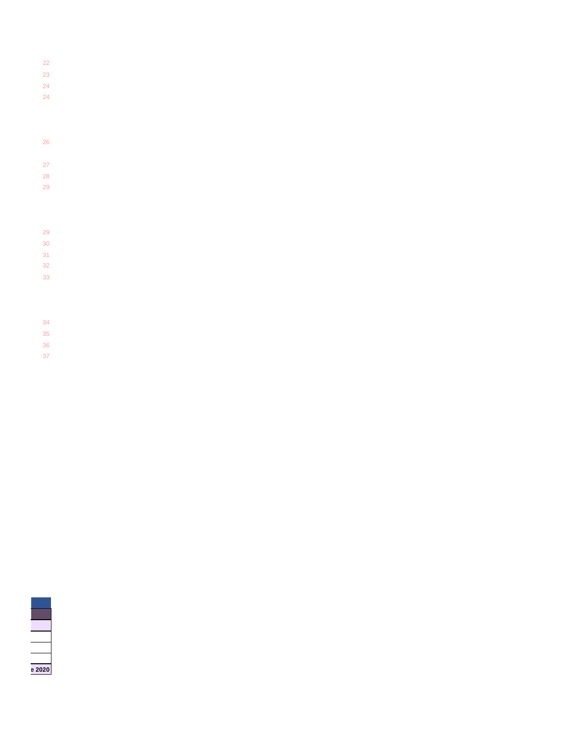22
23
24
24

26

27
28
29

29
30
31
32
33

34
35
36
37

e 2020